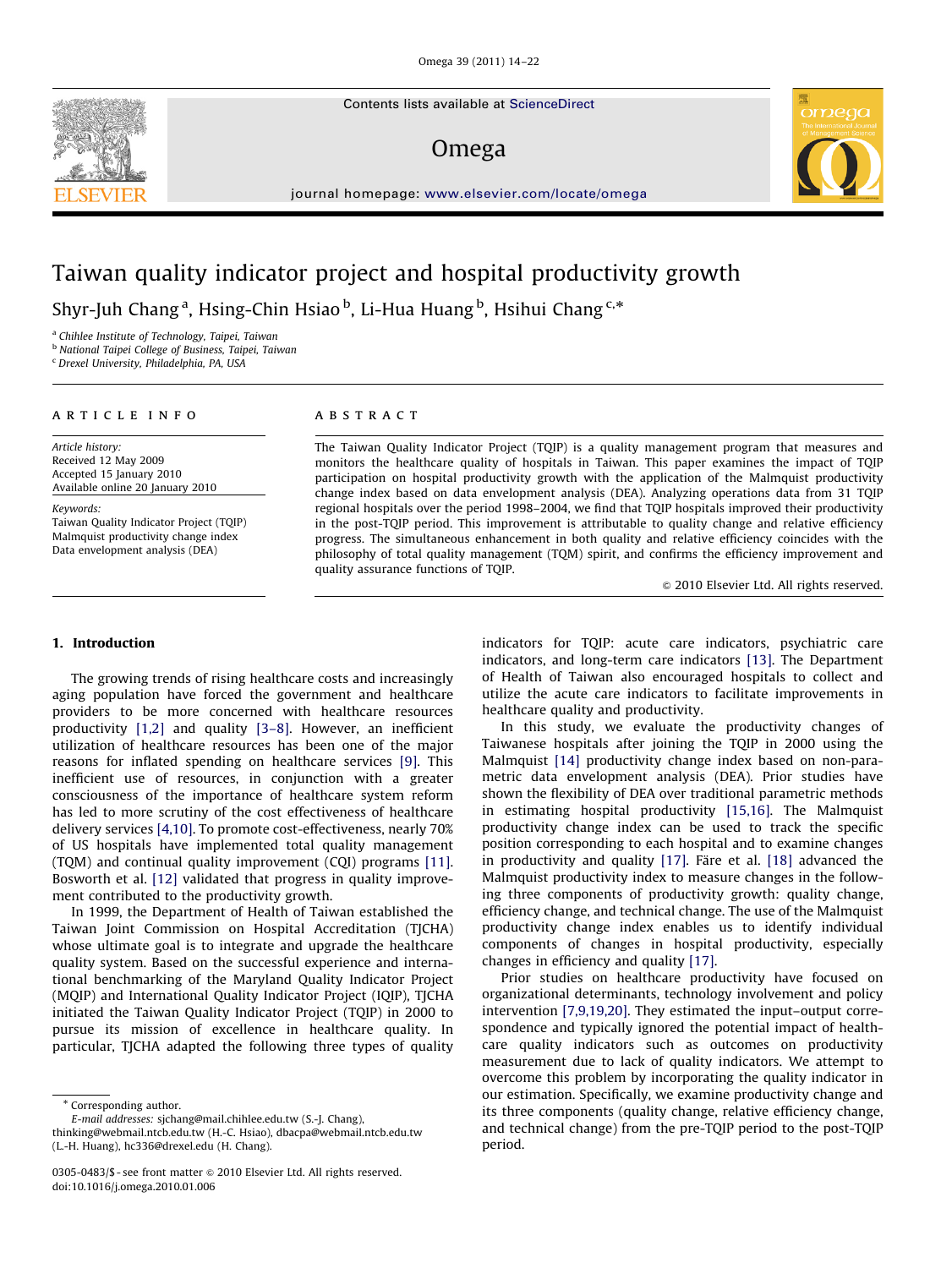# Taiwan quality indicator project and hospital productivity growth

Shyr-Juh Chang [a], Hsing-Chin Hsiao [b], Li-Hua Huang [b], Hsihui Chang [c,*]

[a] Chihlee Institute of Technology, Taipei, Taiwan
[b] National Taipei College of Business, Taipei, Taiwan
[c] Drexel University, Philadelphia, PA, USA

## ARTICLE INFO

*Article history:*
Received 12 May 2009
Accepted 15 January 2010
Available online 20 January 2010

*Keywords:*
Taiwan Quality Indicator Project (TQIP)
Malmquist productivity change index
Data envelopment analysis (DEA)

## ABSTRACT

The Taiwan Quality Indicator Project (TQIP) is a quality management program that measures and monitors the healthcare quality of hospitals in Taiwan. This paper examines the impact of TQIP participation on hospital productivity growth with the application of the Malmquist productivity change index based on data envelopment analysis (DEA). Analyzing operations data from 31 TQIP regional hospitals over the period 1998–2004, we find that TQIP hospitals improved their productivity in the post-TQIP period. This improvement is attributable to quality change and relative efficiency progress. The simultaneous enhancement in both quality and relative efficiency coincides with the philosophy of total quality management (TQM) spirit, and confirms the efficiency improvement and quality assurance functions of TQIP.

© 2010 Elsevier Ltd. All rights reserved.

## 1. Introduction

The growing trends of rising healthcare costs and increasingly aging population have forced the government and healthcare providers to be more concerned with healthcare resources productivity [1,2] and quality [3–8]. However, an inefficient utilization of healthcare resources has been one of the major reasons for inflated spending on healthcare services [9]. This inefficient use of resources, in conjunction with a greater consciousness of the importance of healthcare system reform has led to more scrutiny of the cost effectiveness of healthcare delivery services [4,10]. To promote cost-effectiveness, nearly 70% of US hospitals have implemented total quality management (TQM) and continual quality improvement (CQI) programs [11]. Bosworth et al. [12] validated that progress in quality improvement contributed to the productivity growth.

In 1999, the Department of Health of Taiwan established the Taiwan Joint Commission on Hospital Accreditation (TJCHA) whose ultimate goal is to integrate and upgrade the healthcare quality system. Based on the successful experience and international benchmarking of the Maryland Quality Indicator Project (MQIP) and International Quality Indicator Project (IQIP), TJCHA initiated the Taiwan Quality Indicator Project (TQIP) in 2000 to pursue its mission of excellence in healthcare quality. In particular, TJCHA adapted the following three types of quality indicators for TQIP: acute care indicators, psychiatric care indicators, and long-term care indicators [13]. The Department of Health of Taiwan also encouraged hospitals to collect and utilize the acute care indicators to facilitate improvements in healthcare quality and productivity.

In this study, we evaluate the productivity changes of Taiwanese hospitals after joining the TQIP in 2000 using the Malmquist [14] productivity change index based on non-parametric data envelopment analysis (DEA). Prior studies have shown the flexibility of DEA over traditional parametric methods in estimating hospital productivity [15,16]. The Malmquist productivity change index can be used to track the specific position corresponding to each hospital and to examine changes in productivity and quality [17]. Färe et al. [18] advanced the Malmquist productivity index to measure changes in the following three components of productivity growth: quality change, efficiency change, and technical change. The use of the Malmquist productivity change index enables us to identify individual components of changes in hospital productivity, especially changes in efficiency and quality [17].

Prior studies on healthcare productivity have focused on organizational determinants, technology involvement and policy intervention [7,9,19,20]. They estimated the input–output correspondence and typically ignored the potential impact of healthcare quality indicators such as outcomes on productivity measurement due to lack of quality indicators. We attempt to overcome this problem by incorporating the quality indicator in our estimation. Specifically, we examine productivity change and its three components (quality change, relative efficiency change, and technical change) from the pre-TQIP period to the post-TQIP period.

\* Corresponding author.
*E-mail addresses:* sjchang@mail.chihlee.edu.tw (S.-J. Chang), thinking@webmail.ntcb.edu.tw (H.-C. Hsiao), dbacpa@webmail.ntcb.edu.tw (L.-H. Huang), hc336@drexel.edu (H. Chang).

0305-0483/$ - see front matter © 2010 Elsevier Ltd. All rights reserved.
doi:10.1016/j.omega.2010.01.006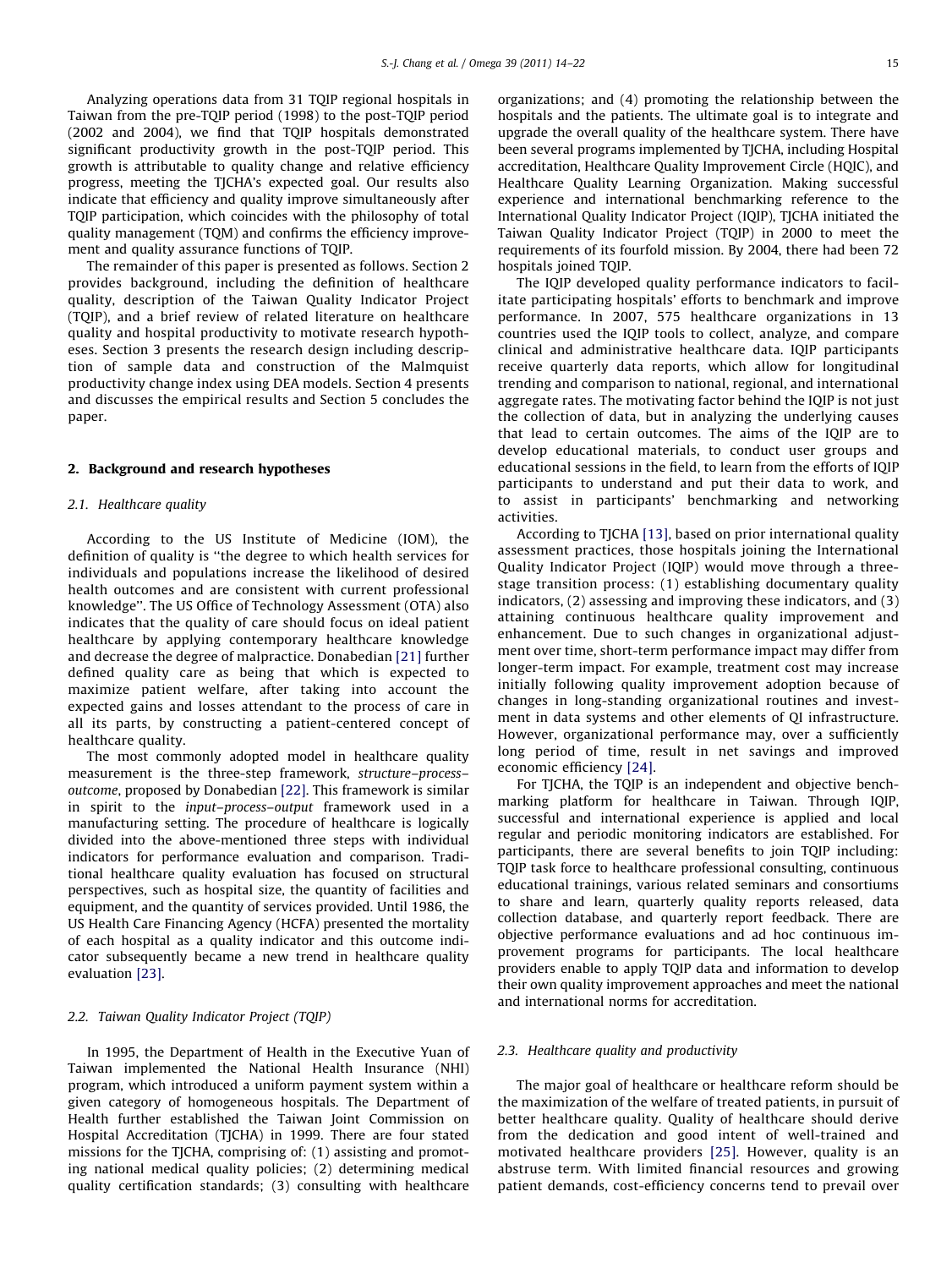Analyzing operations data from 31 TQIP regional hospitals in Taiwan from the pre-TQIP period (1998) to the post-TQIP period (2002 and 2004), we find that TQIP hospitals demonstrated significant productivity growth in the post-TQIP period. This growth is attributable to quality change and relative efficiency progress, meeting the TJCHA's expected goal. Our results also indicate that efficiency and quality improve simultaneously after TQIP participation, which coincides with the philosophy of total quality management (TQM) and confirms the efficiency improvement and quality assurance functions of TQIP.

The remainder of this paper is presented as follows. Section 2 provides background, including the definition of healthcare quality, description of the Taiwan Quality Indicator Project (TQIP), and a brief review of related literature on healthcare quality and hospital productivity to motivate research hypotheses. Section 3 presents the research design including description of sample data and construction of the Malmquist productivity change index using DEA models. Section 4 presents and discusses the empirical results and Section 5 concludes the paper.

## 2. Background and research hypotheses

### 2.1. Healthcare quality

According to the US Institute of Medicine (IOM), the definition of quality is ''the degree to which health services for individuals and populations increase the likelihood of desired health outcomes and are consistent with current professional knowledge''. The US Office of Technology Assessment (OTA) also indicates that the quality of care should focus on ideal patient healthcare by applying contemporary healthcare knowledge and decrease the degree of malpractice. Donabedian [21] further defined quality care as being that which is expected to maximize patient welfare, after taking into account the expected gains and losses attendant to the process of care in all its parts, by constructing a patient-centered concept of healthcare quality.

The most commonly adopted model in healthcare quality measurement is the three-step framework, *structure–process–outcome*, proposed by Donabedian [22]. This framework is similar in spirit to the *input–process–output* framework used in a manufacturing setting. The procedure of healthcare is logically divided into the above-mentioned three steps with individual indicators for performance evaluation and comparison. Traditional healthcare quality evaluation has focused on structural perspectives, such as hospital size, the quantity of facilities and equipment, and the quantity of services provided. Until 1986, the US Health Care Financing Agency (HCFA) presented the mortality of each hospital as a quality indicator and this outcome indicator subsequently became a new trend in healthcare quality evaluation [23].

### 2.2. Taiwan Quality Indicator Project (TQIP)

In 1995, the Department of Health in the Executive Yuan of Taiwan implemented the National Health Insurance (NHI) program, which introduced a uniform payment system within a given category of homogeneous hospitals. The Department of Health further established the Taiwan Joint Commission on Hospital Accreditation (TJCHA) in 1999. There are four stated missions for the TJCHA, comprising of: (1) assisting and promoting national medical quality policies; (2) determining medical quality certification standards; (3) consulting with healthcare organizations; and (4) promoting the relationship between the hospitals and the patients. The ultimate goal is to integrate and upgrade the overall quality of the healthcare system. There have been several programs implemented by TJCHA, including Hospital accreditation, Healthcare Quality Improvement Circle (HQIC), and Healthcare Quality Learning Organization. Making successful experience and international benchmarking reference to the International Quality Indicator Project (IQIP), TJCHA initiated the Taiwan Quality Indicator Project (TQIP) in 2000 to meet the requirements of its fourfold mission. By 2004, there had been 72 hospitals joined TQIP.

The IQIP developed quality performance indicators to facilitate participating hospitals' efforts to benchmark and improve performance. In 2007, 575 healthcare organizations in 13 countries used the IQIP tools to collect, analyze, and compare clinical and administrative healthcare data. IQIP participants receive quarterly data reports, which allow for longitudinal trending and comparison to national, regional, and international aggregate rates. The motivating factor behind the IQIP is not just the collection of data, but in analyzing the underlying causes that lead to certain outcomes. The aims of the IQIP are to develop educational materials, to conduct user groups and educational sessions in the field, to learn from the efforts of IQIP participants to understand and put their data to work, and to assist in participants' benchmarking and networking activities.

According to TJCHA [13], based on prior international quality assessment practices, those hospitals joining the International Quality Indicator Project (IQIP) would move through a three-stage transition process: (1) establishing documentary quality indicators, (2) assessing and improving these indicators, and (3) attaining continuous healthcare quality improvement and enhancement. Due to such changes in organizational adjustment over time, short-term performance impact may differ from longer-term impact. For example, treatment cost may increase initially following quality improvement adoption because of changes in long-standing organizational routines and investment in data systems and other elements of QI infrastructure. However, organizational performance may, over a sufficiently long period of time, result in net savings and improved economic efficiency [24].

For TJCHA, the TQIP is an independent and objective benchmarking platform for healthcare in Taiwan. Through IQIP, successful and international experience is applied and local regular and periodic monitoring indicators are established. For participants, there are several benefits to join TQIP including: TQIP task force to healthcare professional consulting, continuous educational trainings, various related seminars and consortiums to share and learn, quarterly quality reports released, data collection database, and quarterly report feedback. There are objective performance evaluations and ad hoc continuous improvement programs for participants. The local healthcare providers enable to apply TQIP data and information to develop their own quality improvement approaches and meet the national and international norms for accreditation.

### 2.3. Healthcare quality and productivity

The major goal of healthcare or healthcare reform should be the maximization of the welfare of treated patients, in pursuit of better healthcare quality. Quality of healthcare should derive from the dedication and good intent of well-trained and motivated healthcare providers [25]. However, quality is an abstruse term. With limited financial resources and growing patient demands, cost-efficiency concerns tend to prevail over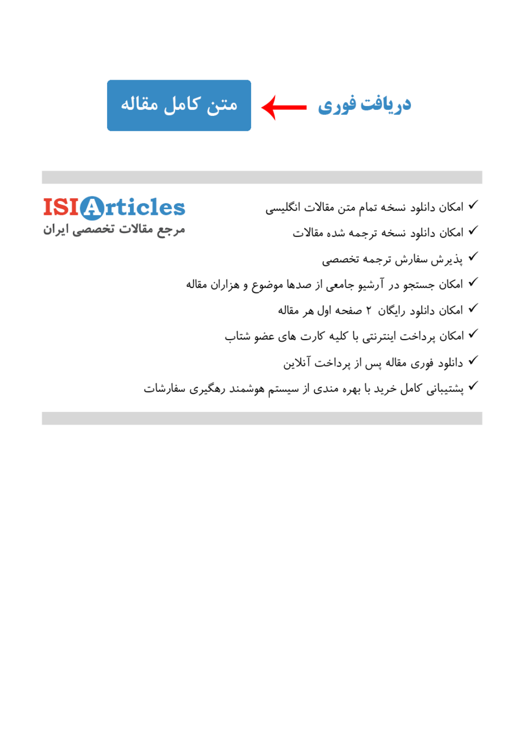دریافت فوری ← **متن کامل مقاله**

**ISIArticles**
مرجع مقالات تخصصی ایران

- ✓ امکان دانلود نسخه تمام متن مقالات انگلیسی
- ✓ امکان دانلود نسخه ترجمه شده مقالات
- ✓ پذیرش سفارش ترجمه تخصصی
- ✓ امکان جستجو در آرشیو جامعی از صدها موضوع و هزاران مقاله
- ✓ امکان دانلود رایگان ۲ صفحه اول هر مقاله
- ✓ امکان پرداخت اینترنتی با کلیه کارت های عضو شتاب
- ✓ دانلود فوری مقاله پس از پرداخت آنلاین
- ✓ پشتیبانی کامل خرید با بهره مندی از سیستم هوشمند رهگیری سفارشات